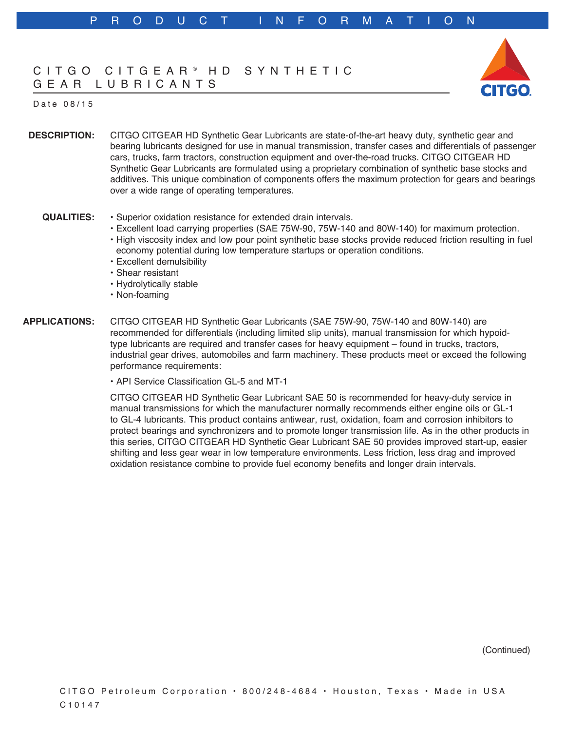PRODUCT INFORMATION

# CITGO CITGEAR® HD SYNTHETIC GEAR LUBRICANTS

Date 08/15

**DESCRIPTION:** CITGO CITGEAR HD Synthetic Gear Lubricants are state-of-the-art heavy duty, synthetic gear and bearing lubricants designed for use in manual transmission, transfer cases and differentials of passenger cars, trucks, farm tractors, construction equipment and over-the-road trucks. CITGO CITGEAR HD Synthetic Gear Lubricants are formulated using a proprietary combination of synthetic base stocks and additives. This unique combination of components offers the maximum protection for gears and bearings over a wide range of operating temperatures.

**QUALITIES:**

- Superior oxidation resistance for extended drain intervals.
- Excellent load carrying properties (SAE 75W-90, 75W-140 and 80W-140) for maximum protection.
- High viscosity index and low pour point synthetic base stocks provide reduced friction resulting in fuel economy potential during low temperature startups or operation conditions.
- Excellent demulsibility
- Shear resistant
- Hydrolytically stable
- Non-foaming

**APPLICATIONS:** CITGO CITGEAR HD Synthetic Gear Lubricants (SAE 75W-90, 75W-140 and 80W-140) are recommended for differentials (including limited slip units), manual transmission for which hypoid-type lubricants are required and transfer cases for heavy equipment – found in trucks, tractors, industrial gear drives, automobiles and farm machinery. These products meet or exceed the following performance requirements:

- API Service Classification GL-5 and MT-1

CITGO CITGEAR HD Synthetic Gear Lubricant SAE 50 is recommended for heavy-duty service in manual transmissions for which the manufacturer normally recommends either engine oils or GL-1 to GL-4 lubricants. This product contains antiwear, rust, oxidation, foam and corrosion inhibitors to protect bearings and synchronizers and to promote longer transmission life. As in the other products in this series, CITGO CITGEAR HD Synthetic Gear Lubricant SAE 50 provides improved start-up, easier shifting and less gear wear in low temperature environments. Less friction, less drag and improved oxidation resistance combine to provide fuel economy benefits and longer drain intervals.

(Continued)

CITGO Petroleum Corporation • 800/248-4684 • Houston, Texas • Made in USA

C10147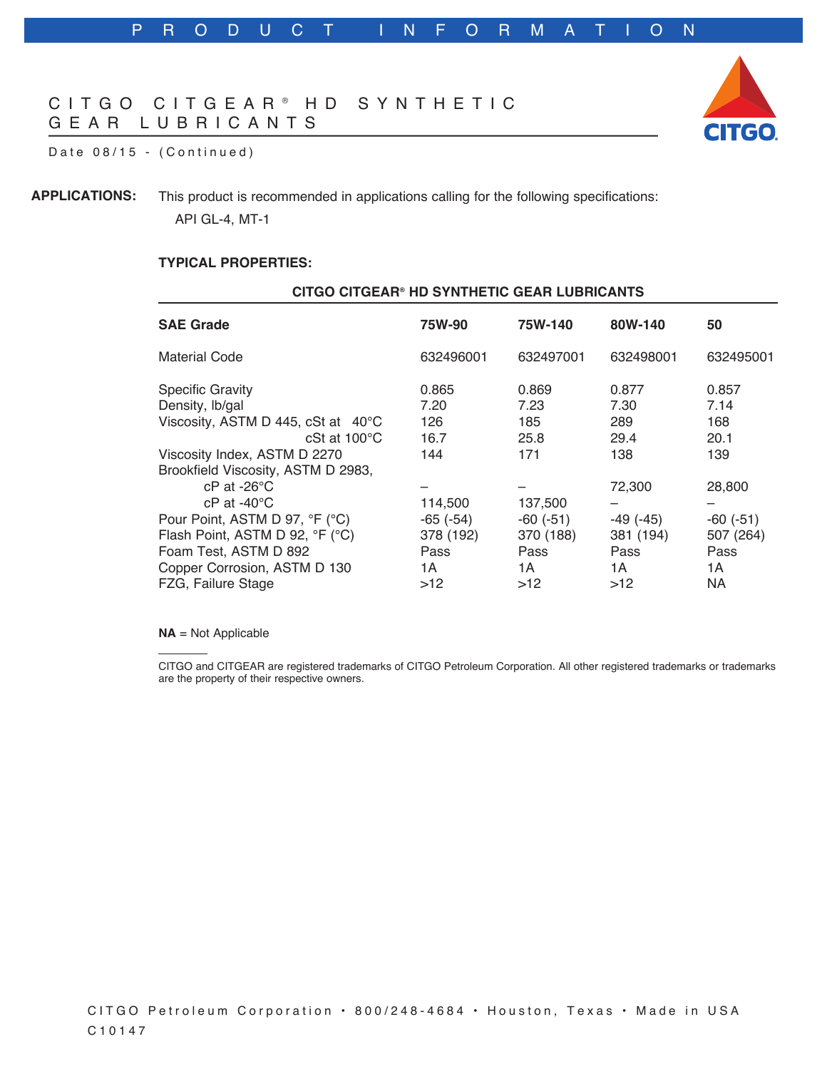# CITGO CITGEAR® HD SYNTHETIC GEAR LUBRICANTS

Date 08/15 - (Continued)

**APPLICATIONS:** This product is recommended in applications calling for the following specifications:

API GL-4, MT-1

**TYPICAL PROPERTIES:**

**CITGO CITGEAR® HD SYNTHETIC GEAR LUBRICANTS**

| SAE Grade | 75W-90 | 75W-140 | 80W-140 | 50 |
|---|---|---|---|---|
| Material Code | 632496001 | 632497001 | 632498001 | 632495001 |
| Specific Gravity | 0.865 | 0.869 | 0.877 | 0.857 |
| Density, lb/gal | 7.20 | 7.23 | 7.30 | 7.14 |
| Viscosity, ASTM D 445, cSt at 40°C | 126 | 185 | 289 | 168 |
| cSt at 100°C | 16.7 | 25.8 | 29.4 | 20.1 |
| Viscosity Index, ASTM D 2270 | 144 | 171 | 138 | 139 |
| Brookfield Viscosity, ASTM D 2983, | | | | |
| cP at -26°C | – | – | 72,300 | 28,800 |
| cP at -40°C | 114,500 | 137,500 | – | – |
| Pour Point, ASTM D 97, °F (°C) | -65 (-54) | -60 (-51) | -49 (-45) | -60 (-51) |
| Flash Point, ASTM D 92, °F (°C) | 378 (192) | 370 (188) | 381 (194) | 507 (264) |
| Foam Test, ASTM D 892 | Pass | Pass | Pass | Pass |
| Copper Corrosion, ASTM D 130 | 1A | 1A | 1A | 1A |
| FZG, Failure Stage | >12 | >12 | >12 | NA |

**NA** = Not Applicable

CITGO and CITGEAR are registered trademarks of CITGO Petroleum Corporation. All other registered trademarks or trademarks are the property of their respective owners.

CITGO Petroleum Corporation • 800/248-4684 • Houston, Texas • Made in USA

C10147